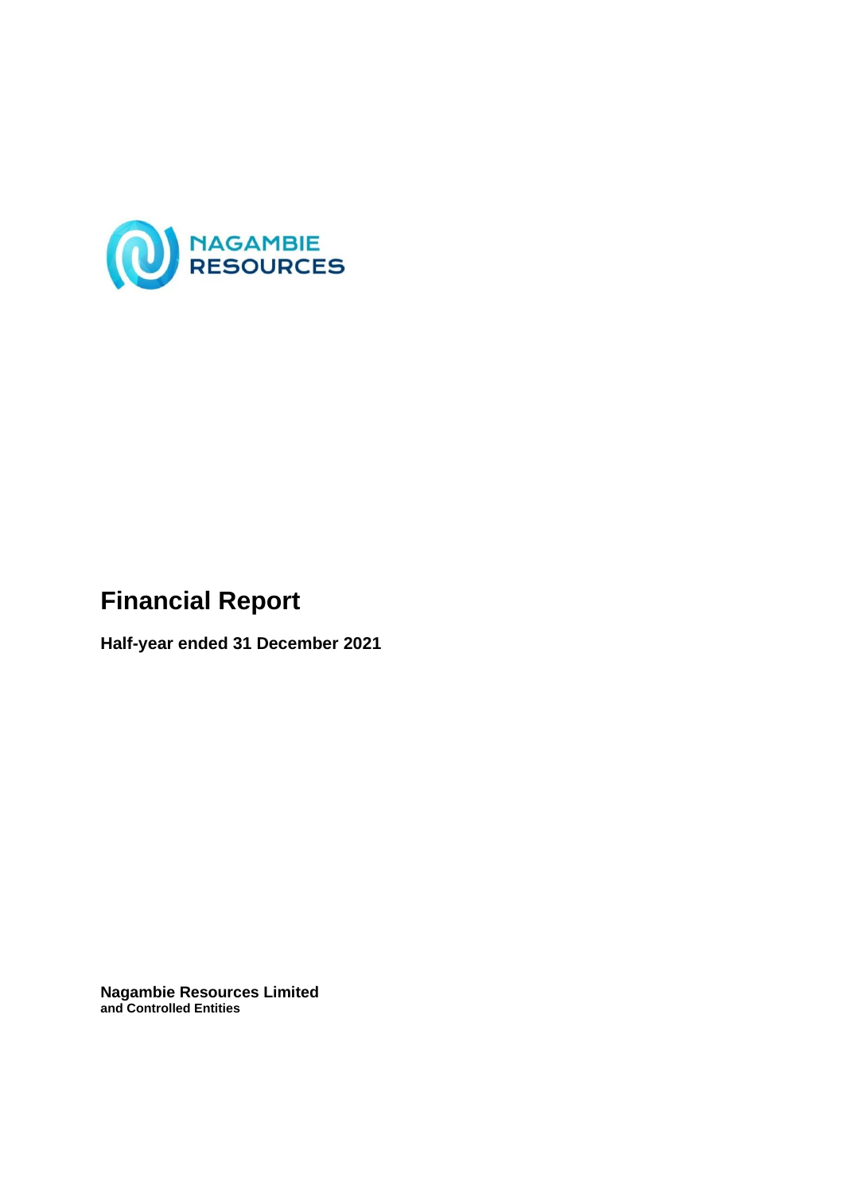NAGAMBIE RESOURCES

# Financial Report

**Half-year ended 31 December 2021**

**Nagambie Resources Limited**
**and Controlled Entities**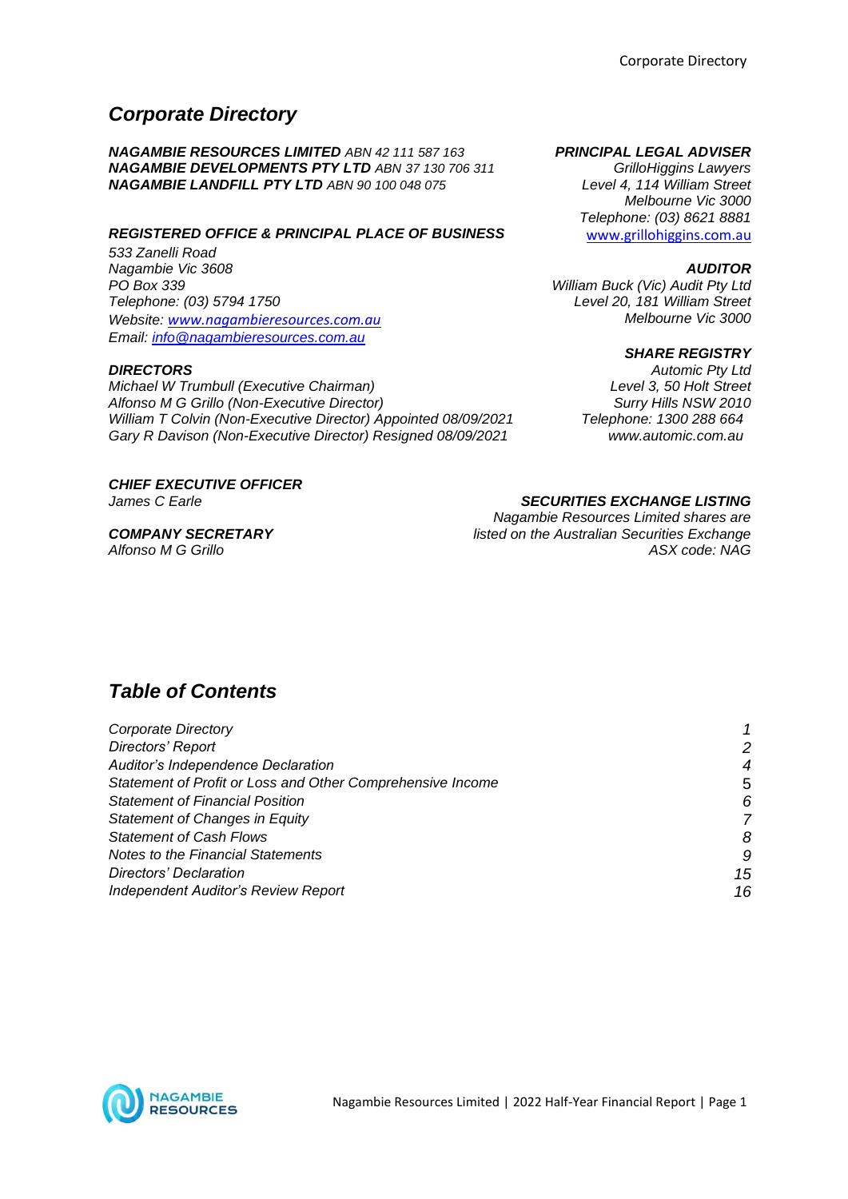# Corporate Directory

***NAGAMBIE RESOURCES LIMITED*** *ABN 42 111 587 163*
***NAGAMBIE DEVELOPMENTS PTY LTD*** *ABN 37 130 706 311*
***NAGAMBIE LANDFILL PTY LTD*** *ABN 90 100 048 075*

***REGISTERED OFFICE & PRINCIPAL PLACE OF BUSINESS***
*533 Zanelli Road*
*Nagambie Vic 3608*
*PO Box 339*
*Telephone: (03) 5794 1750*
*Website: www.nagambieresources.com.au*
*Email: info@nagambieresources.com.au*

***DIRECTORS***
*Michael W Trumbull (Executive Chairman)*
*Alfonso M G Grillo (Non-Executive Director)*
*William T Colvin (Non-Executive Director) Appointed 08/09/2021*
*Gary R Davison (Non-Executive Director) Resigned 08/09/2021*

***CHIEF EXECUTIVE OFFICER***
*James C Earle*

***COMPANY SECRETARY***
*Alfonso M G Grillo*

***PRINCIPAL LEGAL ADVISER***
*GrilloHiggins Lawyers*
*Level 4, 114 William Street*
*Melbourne Vic 3000*
*Telephone: (03) 8621 8881*
www.grillohiggins.com.au

***AUDITOR***
*William Buck (Vic) Audit Pty Ltd*
*Level 20, 181 William Street*
*Melbourne Vic 3000*

***SHARE REGISTRY***
*Automic Pty Ltd*
*Level 3, 50 Holt Street*
*Surry Hills NSW 2010*
*Telephone: 1300 288 664*
*www.automic.com.au*

***SECURITIES EXCHANGE LISTING***
*Nagambie Resources Limited shares are listed on the Australian Securities Exchange*
*ASX code: NAG*

# Table of Contents

| | |
|---|---|
| *Corporate Directory* | *1* |
| *Directors' Report* | *2* |
| *Auditor's Independence Declaration* | *4* |
| *Statement of Profit or Loss and Other Comprehensive Income* | *5* |
| *Statement of Financial Position* | *6* |
| *Statement of Changes in Equity* | *7* |
| *Statement of Cash Flows* | *8* |
| *Notes to the Financial Statements* | *9* |
| *Directors' Declaration* | *15* |
| *Independent Auditor's Review Report* | *16* |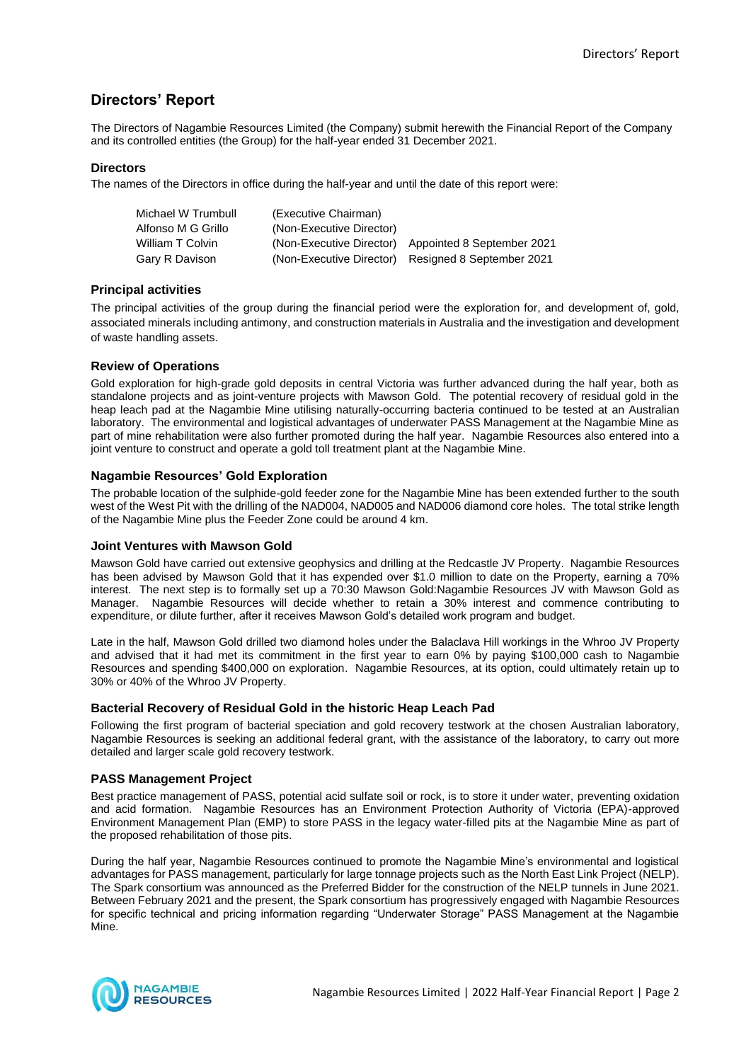# Directors' Report

The Directors of Nagambie Resources Limited (the Company) submit herewith the Financial Report of the Company and its controlled entities (the Group) for the half-year ended 31 December 2021.

### Directors

The names of the Directors in office during the half-year and until the date of this report were:

| | | |
|---|---|---|
| Michael W Trumbull | (Executive Chairman) | |
| Alfonso M G Grillo | (Non-Executive Director) | |
| William T Colvin | (Non-Executive Director) | Appointed 8 September 2021 |
| Gary R Davison | (Non-Executive Director) | Resigned 8 September 2021 |

### Principal activities

The principal activities of the group during the financial period were the exploration for, and development of, gold, associated minerals including antimony, and construction materials in Australia and the investigation and development of waste handling assets.

### Review of Operations

Gold exploration for high-grade gold deposits in central Victoria was further advanced during the half year, both as standalone projects and as joint-venture projects with Mawson Gold. The potential recovery of residual gold in the heap leach pad at the Nagambie Mine utilising naturally-occurring bacteria continued to be tested at an Australian laboratory. The environmental and logistical advantages of underwater PASS Management at the Nagambie Mine as part of mine rehabilitation were also further promoted during the half year. Nagambie Resources also entered into a joint venture to construct and operate a gold toll treatment plant at the Nagambie Mine.

### Nagambie Resources' Gold Exploration

The probable location of the sulphide-gold feeder zone for the Nagambie Mine has been extended further to the south west of the West Pit with the drilling of the NAD004, NAD005 and NAD006 diamond core holes. The total strike length of the Nagambie Mine plus the Feeder Zone could be around 4 km.

### Joint Ventures with Mawson Gold

Mawson Gold have carried out extensive geophysics and drilling at the Redcastle JV Property. Nagambie Resources has been advised by Mawson Gold that it has expended over $1.0 million to date on the Property, earning a 70% interest. The next step is to formally set up a 70:30 Mawson Gold:Nagambie Resources JV with Mawson Gold as Manager. Nagambie Resources will decide whether to retain a 30% interest and commence contributing to expenditure, or dilute further, after it receives Mawson Gold's detailed work program and budget.

Late in the half, Mawson Gold drilled two diamond holes under the Balaclava Hill workings in the Whroo JV Property and advised that it had met its commitment in the first year to earn 0% by paying $100,000 cash to Nagambie Resources and spending $400,000 on exploration. Nagambie Resources, at its option, could ultimately retain up to 30% or 40% of the Whroo JV Property.

### Bacterial Recovery of Residual Gold in the historic Heap Leach Pad

Following the first program of bacterial speciation and gold recovery testwork at the chosen Australian laboratory, Nagambie Resources is seeking an additional federal grant, with the assistance of the laboratory, to carry out more detailed and larger scale gold recovery testwork.

### PASS Management Project

Best practice management of PASS, potential acid sulfate soil or rock, is to store it under water, preventing oxidation and acid formation. Nagambie Resources has an Environment Protection Authority of Victoria (EPA)-approved Environment Management Plan (EMP) to store PASS in the legacy water-filled pits at the Nagambie Mine as part of the proposed rehabilitation of those pits.

During the half year, Nagambie Resources continued to promote the Nagambie Mine's environmental and logistical advantages for PASS management, particularly for large tonnage projects such as the North East Link Project (NELP). The Spark consortium was announced as the Preferred Bidder for the construction of the NELP tunnels in June 2021. Between February 2021 and the present, the Spark consortium has progressively engaged with Nagambie Resources for specific technical and pricing information regarding "Underwater Storage" PASS Management at the Nagambie Mine.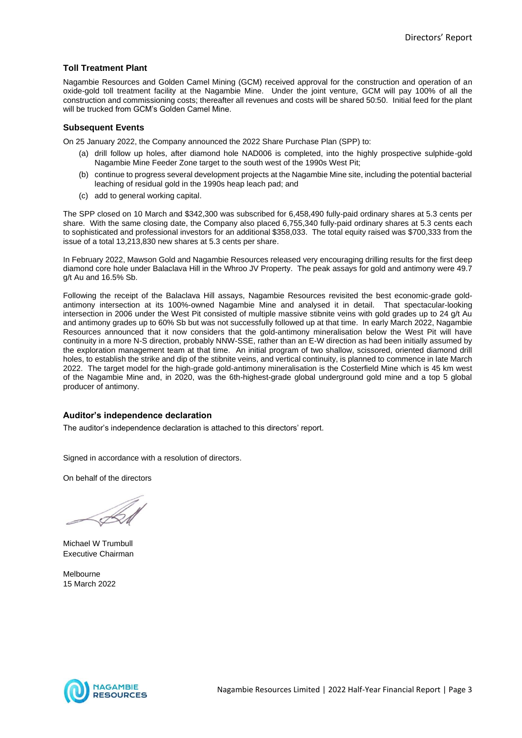### Toll Treatment Plant

Nagambie Resources and Golden Camel Mining (GCM) received approval for the construction and operation of an oxide-gold toll treatment facility at the Nagambie Mine. Under the joint venture, GCM will pay 100% of all the construction and commissioning costs; thereafter all revenues and costs will be shared 50:50. Initial feed for the plant will be trucked from GCM's Golden Camel Mine.

### Subsequent Events

On 25 January 2022, the Company announced the 2022 Share Purchase Plan (SPP) to:

(a) drill follow up holes, after diamond hole NAD006 is completed, into the highly prospective sulphide-gold Nagambie Mine Feeder Zone target to the south west of the 1990s West Pit;

(b) continue to progress several development projects at the Nagambie Mine site, including the potential bacterial leaching of residual gold in the 1990s heap leach pad; and

(c) add to general working capital.

The SPP closed on 10 March and $342,300 was subscribed for 6,458,490 fully-paid ordinary shares at 5.3 cents per share. With the same closing date, the Company also placed 6,755,340 fully-paid ordinary shares at 5.3 cents each to sophisticated and professional investors for an additional $358,033. The total equity raised was $700,333 from the issue of a total 13,213,830 new shares at 5.3 cents per share.

In February 2022, Mawson Gold and Nagambie Resources released very encouraging drilling results for the first deep diamond core hole under Balaclava Hill in the Whroo JV Property. The peak assays for gold and antimony were 49.7 g/t Au and 16.5% Sb.

Following the receipt of the Balaclava Hill assays, Nagambie Resources revisited the best economic-grade gold-antimony intersection at its 100%-owned Nagambie Mine and analysed it in detail. That spectacular-looking intersection in 2006 under the West Pit consisted of multiple massive stibnite veins with gold grades up to 24 g/t Au and antimony grades up to 60% Sb but was not successfully followed up at that time. In early March 2022, Nagambie Resources announced that it now considers that the gold-antimony mineralisation below the West Pit will have continuity in a more N-S direction, probably NNW-SSE, rather than an E-W direction as had been initially assumed by the exploration management team at that time. An initial program of two shallow, scissored, oriented diamond drill holes, to establish the strike and dip of the stibnite veins, and vertical continuity, is planned to commence in late March 2022. The target model for the high-grade gold-antimony mineralisation is the Costerfield Mine which is 45 km west of the Nagambie Mine and, in 2020, was the 6th-highest-grade global underground gold mine and a top 5 global producer of antimony.

### Auditor's independence declaration

The auditor's independence declaration is attached to this directors' report.

Signed in accordance with a resolution of directors.

On behalf of the directors

Michael W Trumbull
Executive Chairman

Melbourne
15 March 2022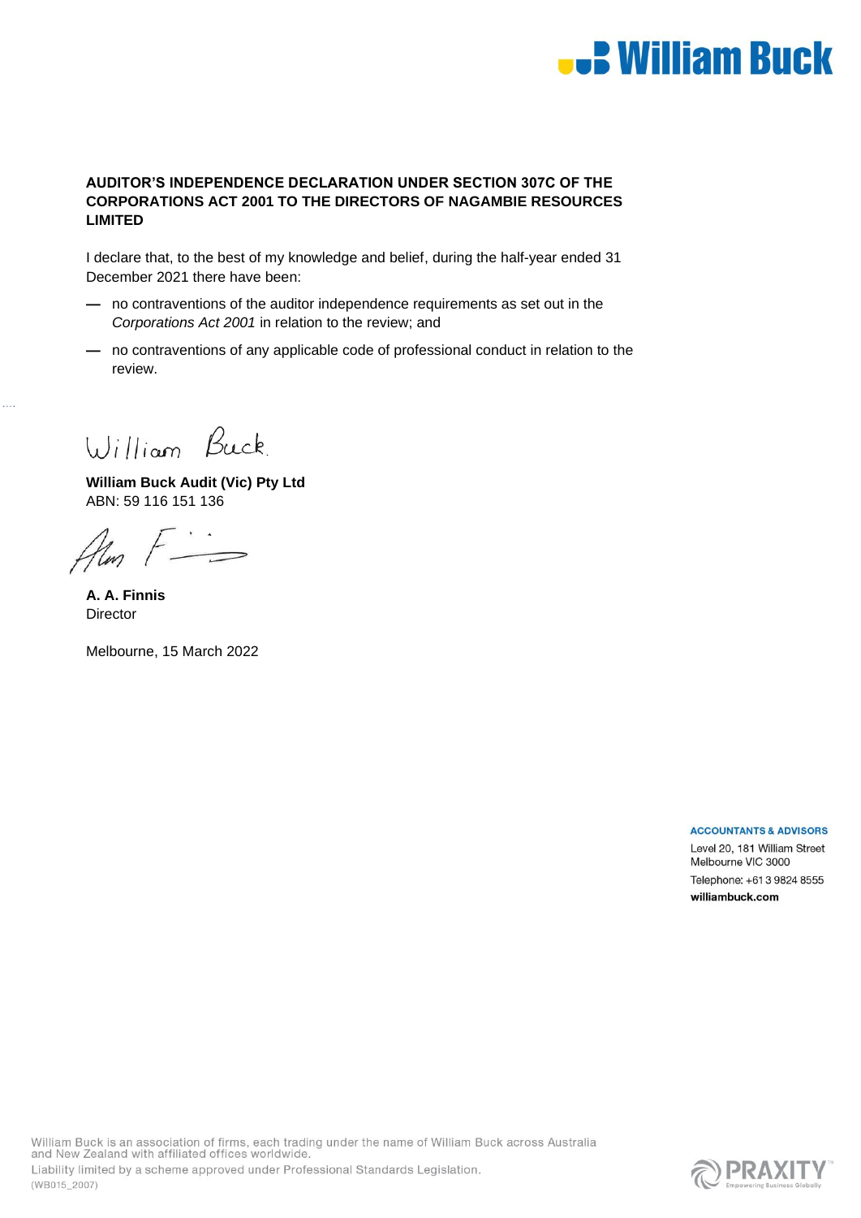**AUDITOR'S INDEPENDENCE DECLARATION UNDER SECTION 307C OF THE CORPORATIONS ACT 2001 TO THE DIRECTORS OF NAGAMBIE RESOURCES LIMITED**

I declare that, to the best of my knowledge and belief, during the half-year ended 31 December 2021 there have been:

- no contraventions of the auditor independence requirements as set out in the *Corporations Act 2001* in relation to the review; and
- no contraventions of any applicable code of professional conduct in relation to the review.

William Buck

**William Buck Audit (Vic) Pty Ltd**
ABN: 59 116 151 136

**A. A. Finnis**
Director

Melbourne, 15 March 2022

**ACCOUNTANTS & ADVISORS**
Level 20, 181 William Street
Melbourne VIC 3000
Telephone: +61 3 9824 8555
**williambuck.com**

William Buck is an association of firms, each trading under the name of William Buck across Australia and New Zealand with affiliated offices worldwide.
Liability limited by a scheme approved under Professional Standards Legislation.
(WB015_2007)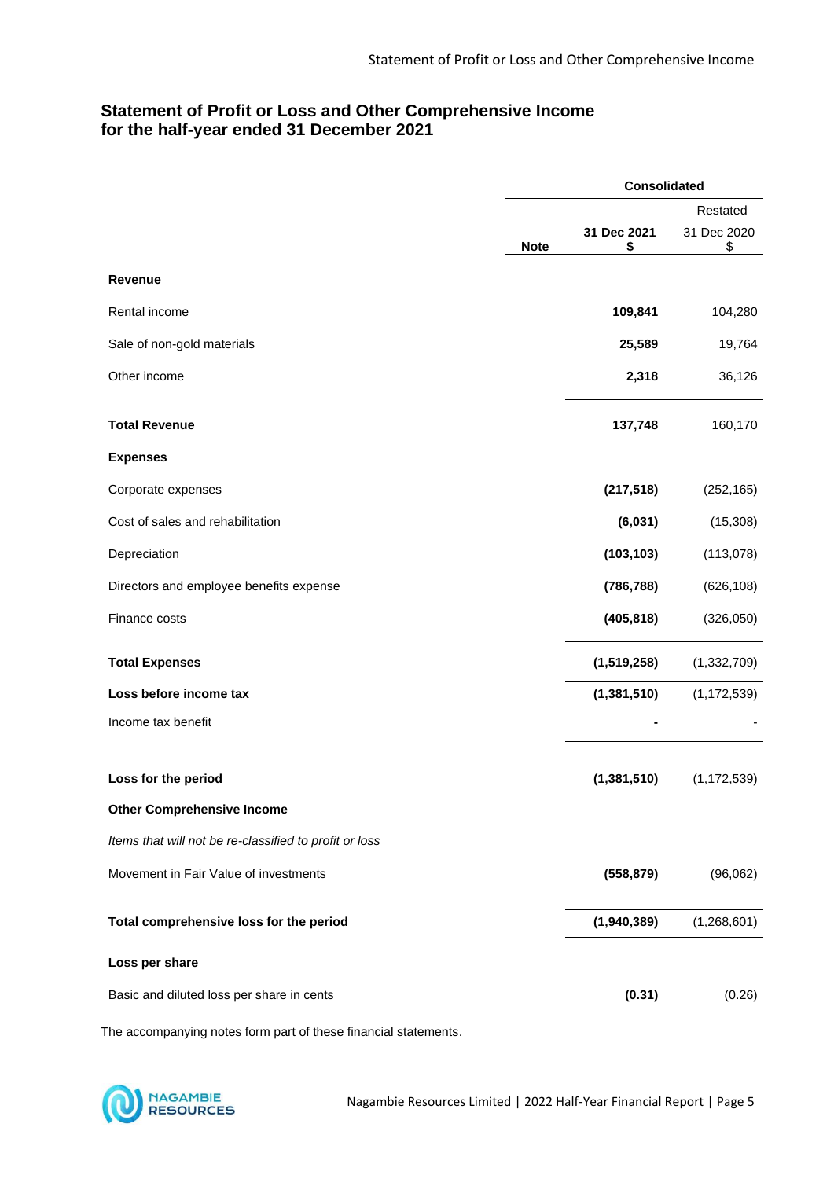## Statement of Profit or Loss and Other Comprehensive Income for the half-year ended 31 December 2021

| | Note | Consolidated | |
|---|---|---|---|
| | | | Restated |
| | | **31 Dec 2021 $** | 31 Dec 2020 $ |
| **Revenue** | | | |
| Rental income | | **109,841** | 104,280 |
| Sale of non-gold materials | | **25,589** | 19,764 |
| Other income | | **2,318** | 36,126 |
| **Total Revenue** | | **137,748** | 160,170 |
| **Expenses** | | | |
| Corporate expenses | | **(217,518)** | (252,165) |
| Cost of sales and rehabilitation | | **(6,031)** | (15,308) |
| Depreciation | | **(103,103)** | (113,078) |
| Directors and employee benefits expense | | **(786,788)** | (626,108) |
| Finance costs | | **(405,818)** | (326,050) |
| **Total Expenses** | | **(1,519,258)** | (1,332,709) |
| **Loss before income tax** | | **(1,381,510)** | (1,172,539) |
| Income tax benefit | | **-** | - |
| **Loss for the period** | | **(1,381,510)** | (1,172,539) |
| **Other Comprehensive Income** | | | |
| *Items that will not be re-classified to profit or loss* | | | |
| Movement in Fair Value of investments | | **(558,879)** | (96,062) |
| **Total comprehensive loss for the period** | | **(1,940,389)** | (1,268,601) |
| **Loss per share** | | | |
| Basic and diluted loss per share in cents | | **(0.31)** | (0.26) |

The accompanying notes form part of these financial statements.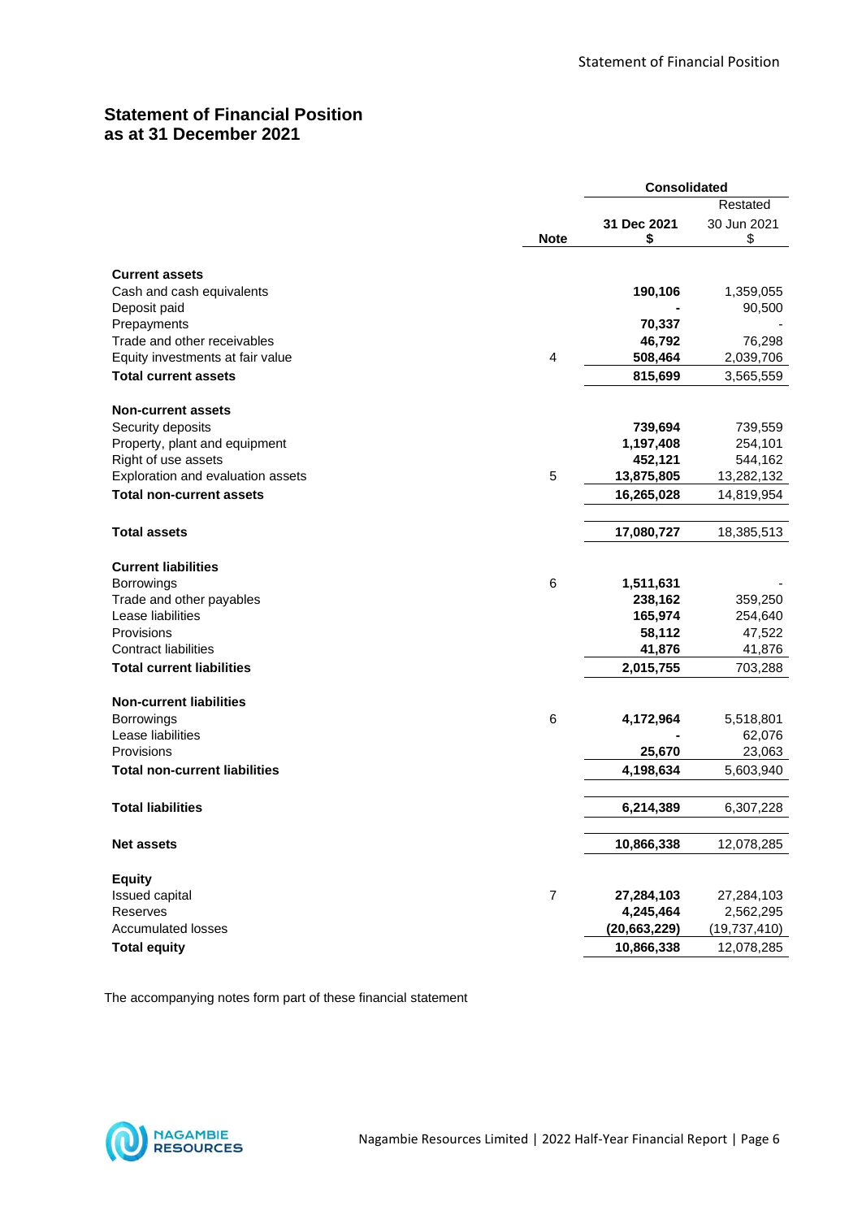## Statement of Financial Position
## as at 31 December 2021

| | Note | Consolidated | |
|---|---|---|---|
| | | | Restated |
| | | 31 Dec 2021 $ | 30 Jun 2021 $ |
| **Current assets** | | | |
| Cash and cash equivalents | | **190,106** | 1,359,055 |
| Deposit paid | | **-** | 90,500 |
| Prepayments | | **70,337** | - |
| Trade and other receivables | | **46,792** | 76,298 |
| Equity investments at fair value | 4 | **508,464** | 2,039,706 |
| **Total current assets** | | **815,699** | 3,565,559 |
| **Non-current assets** | | | |
| Security deposits | | **739,694** | 739,559 |
| Property, plant and equipment | | **1,197,408** | 254,101 |
| Right of use assets | | **452,121** | 544,162 |
| Exploration and evaluation assets | 5 | **13,875,805** | 13,282,132 |
| **Total non-current assets** | | **16,265,028** | 14,819,954 |
| **Total assets** | | **17,080,727** | 18,385,513 |
| **Current liabilities** | | | |
| Borrowings | 6 | **1,511,631** | - |
| Trade and other payables | | **238,162** | 359,250 |
| Lease liabilities | | **165,974** | 254,640 |
| Provisions | | **58,112** | 47,522 |
| Contract liabilities | | **41,876** | 41,876 |
| **Total current liabilities** | | **2,015,755** | 703,288 |
| **Non-current liabilities** | | | |
| Borrowings | 6 | **4,172,964** | 5,518,801 |
| Lease liabilities | | **-** | 62,076 |
| Provisions | | **25,670** | 23,063 |
| **Total non-current liabilities** | | **4,198,634** | 5,603,940 |
| **Total liabilities** | | **6,214,389** | 6,307,228 |
| **Net assets** | | **10,866,338** | 12,078,285 |
| **Equity** | | | |
| Issued capital | 7 | **27,284,103** | 27,284,103 |
| Reserves | | **4,245,464** | 2,562,295 |
| Accumulated losses | | **(20,663,229)** | (19,737,410) |
| **Total equity** | | **10,866,338** | 12,078,285 |

The accompanying notes form part of these financial statement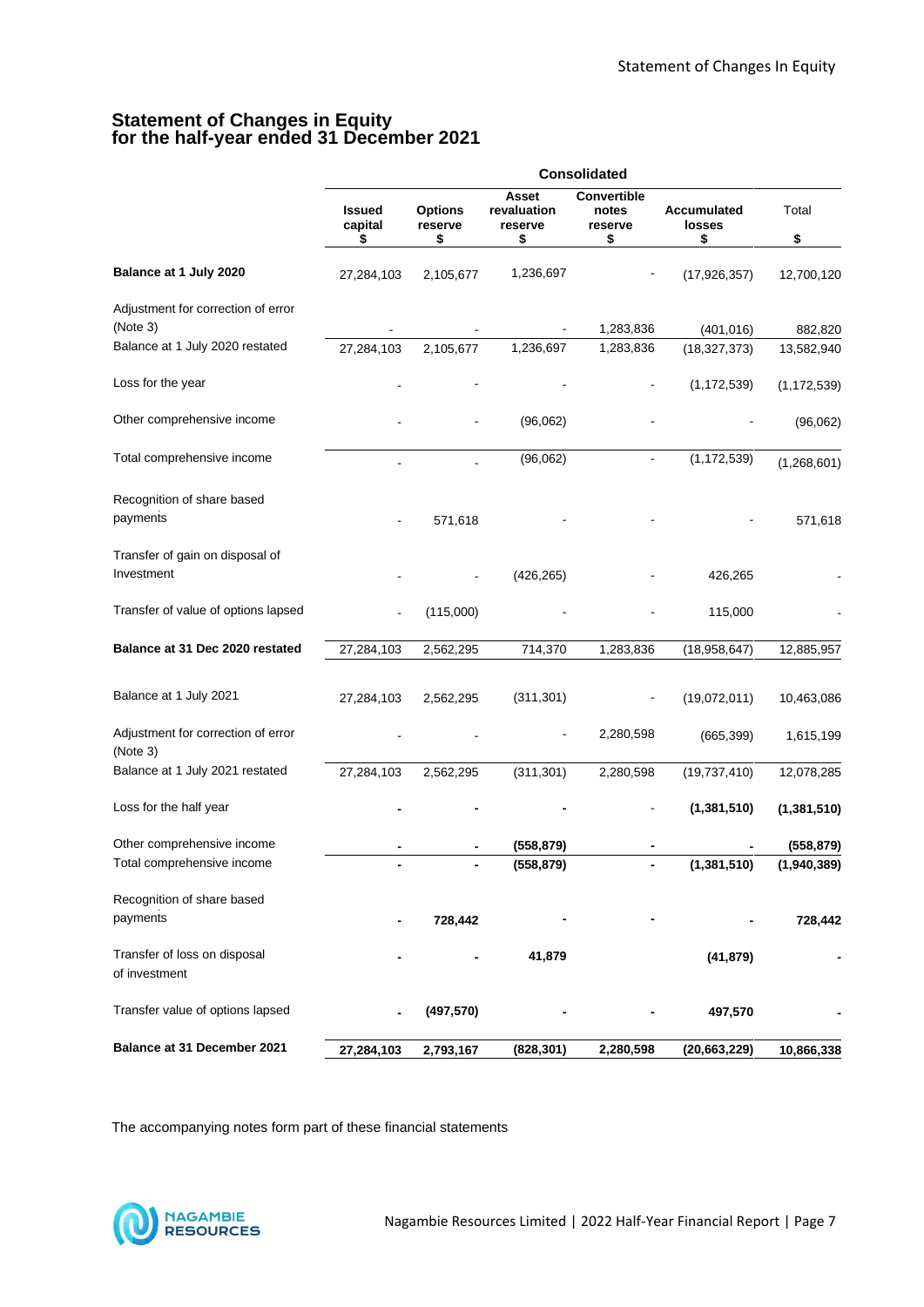# Statement of Changes in Equity
## for the half-year ended 31 December 2021

| | Consolidated | | | | | |
|---|---|---|---|---|---|---|
| | Issued capital $ | Options reserve $ | Asset revaluation reserve $ | Convertible notes reserve $ | Accumulated losses $ | Total $ |
| **Balance at 1 July 2020** | 27,284,103 | 2,105,677 | 1,236,697 | - | (17,926,357) | 12,700,120 |
| Adjustment for correction of error (Note 3) | - | - | - | 1,283,836 | (401,016) | 882,820 |
| Balance at 1 July 2020 restated | 27,284,103 | 2,105,677 | 1,236,697 | 1,283,836 | (18,327,373) | 13,582,940 |
| Loss for the year | - | - | - | - | (1,172,539) | (1,172,539) |
| Other comprehensive income | - | - | (96,062) | - | - | (96,062) |
| Total comprehensive income | - | - | (96,062) | - | (1,172,539) | (1,268,601) |
| Recognition of share based payments | - | 571,618 | - | - | - | 571,618 |
| Transfer of gain on disposal of Investment | - | - | (426,265) | - | 426,265 | - |
| Transfer of value of options lapsed | - | (115,000) | - | - | 115,000 | - |
| **Balance at 31 Dec 2020 restated** | 27,284,103 | 2,562,295 | 714,370 | 1,283,836 | (18,958,647) | 12,885,957 |
| Balance at 1 July 2021 | 27,284,103 | 2,562,295 | (311,301) | - | (19,072,011) | 10,463,086 |
| Adjustment for correction of error (Note 3) | - | - | - | 2,280,598 | (665,399) | 1,615,199 |
| Balance at 1 July 2021 restated | 27,284,103 | 2,562,295 | (311,301) | 2,280,598 | (19,737,410) | 12,078,285 |
| Loss for the half year | **-** | **-** | **-** | - | **(1,381,510)** | **(1,381,510)** |
| Other comprehensive income | **-** | **-** | **(558,879)** | **-** | **-** | **(558,879)** |
| Total comprehensive income | **-** | **-** | **(558,879)** | **-** | **(1,381,510)** | **(1,940,389)** |
| Recognition of share based payments | **-** | **728,442** | **-** | **-** | **-** | **728,442** |
| Transfer of loss on disposal of investment | **-** | **-** | **41,879** | | **(41,879)** | **-** |
| Transfer value of options lapsed | **-** | **(497,570)** | **-** | **-** | **497,570** | **-** |
| **Balance at 31 December 2021** | **27,284,103** | **2,793,167** | **(828,301)** | **2,280,598** | **(20,663,229)** | **10,866,338** |

The accompanying notes form part of these financial statements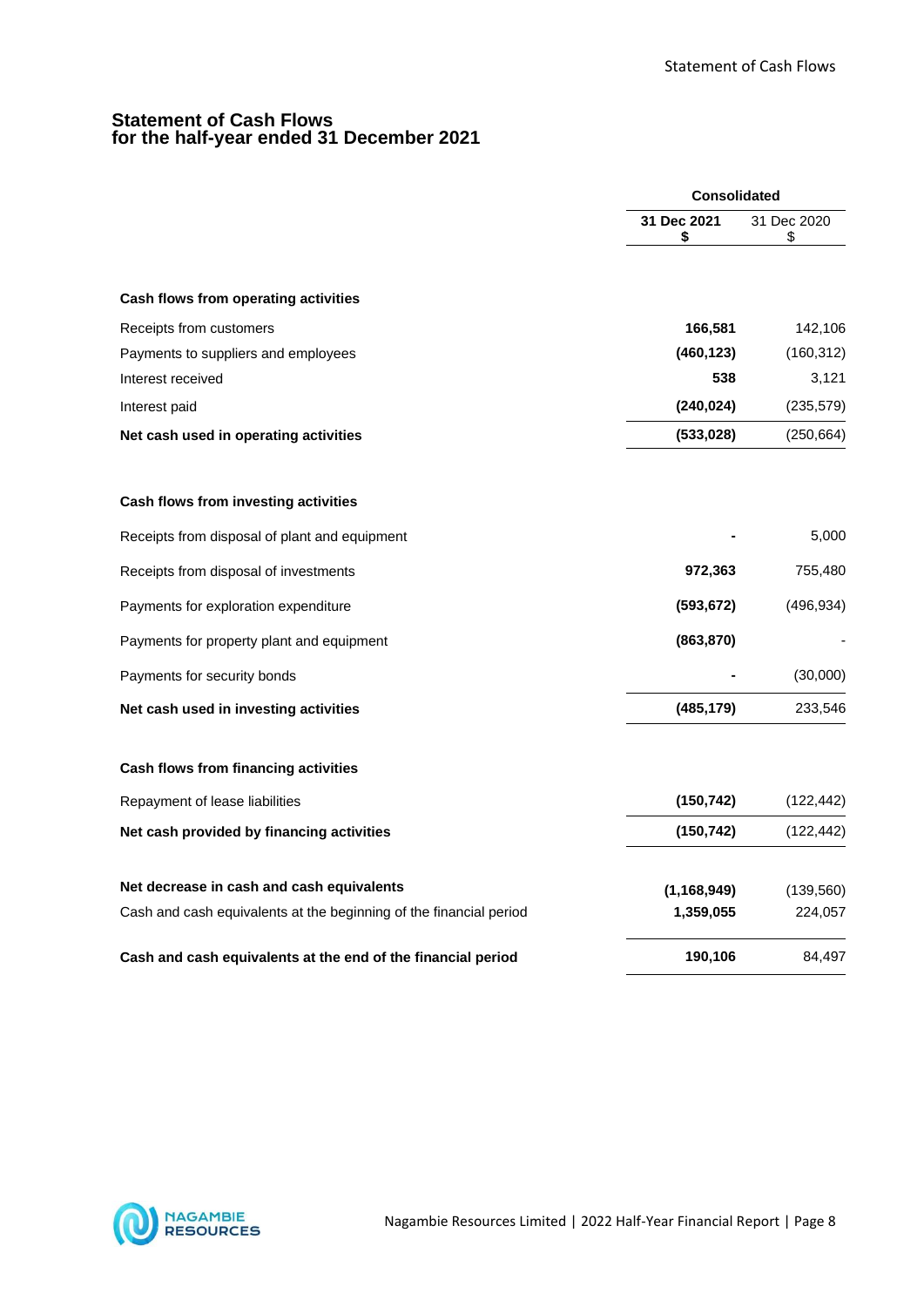# Statement of Cash Flows
## for the half-year ended 31 December 2021

| | Consolidated | |
|---|---|---|
| | **31 Dec 2021 $** | 31 Dec 2020 $ |
| **Cash flows from operating activities** | | |
| Receipts from customers | **166,581** | 142,106 |
| Payments to suppliers and employees | **(460,123)** | (160,312) |
| Interest received | **538** | 3,121 |
| Interest paid | **(240,024)** | (235,579) |
| **Net cash used in operating activities** | **(533,028)** | (250,664) |
| **Cash flows from investing activities** | | |
| Receipts from disposal of plant and equipment | **-** | 5,000 |
| Receipts from disposal of investments | **972,363** | 755,480 |
| Payments for exploration expenditure | **(593,672)** | (496,934) |
| Payments for property plant and equipment | **(863,870)** | - |
| Payments for security bonds | **-** | (30,000) |
| **Net cash used in investing activities** | **(485,179)** | 233,546 |
| **Cash flows from financing activities** | | |
| Repayment of lease liabilities | **(150,742)** | (122,442) |
| **Net cash provided by financing activities** | **(150,742)** | (122,442) |
| **Net decrease in cash and cash equivalents** | **(1,168,949)** | (139,560) |
| Cash and cash equivalents at the beginning of the financial period | **1,359,055** | 224,057 |
| **Cash and cash equivalents at the end of the financial period** | **190,106** | 84,497 |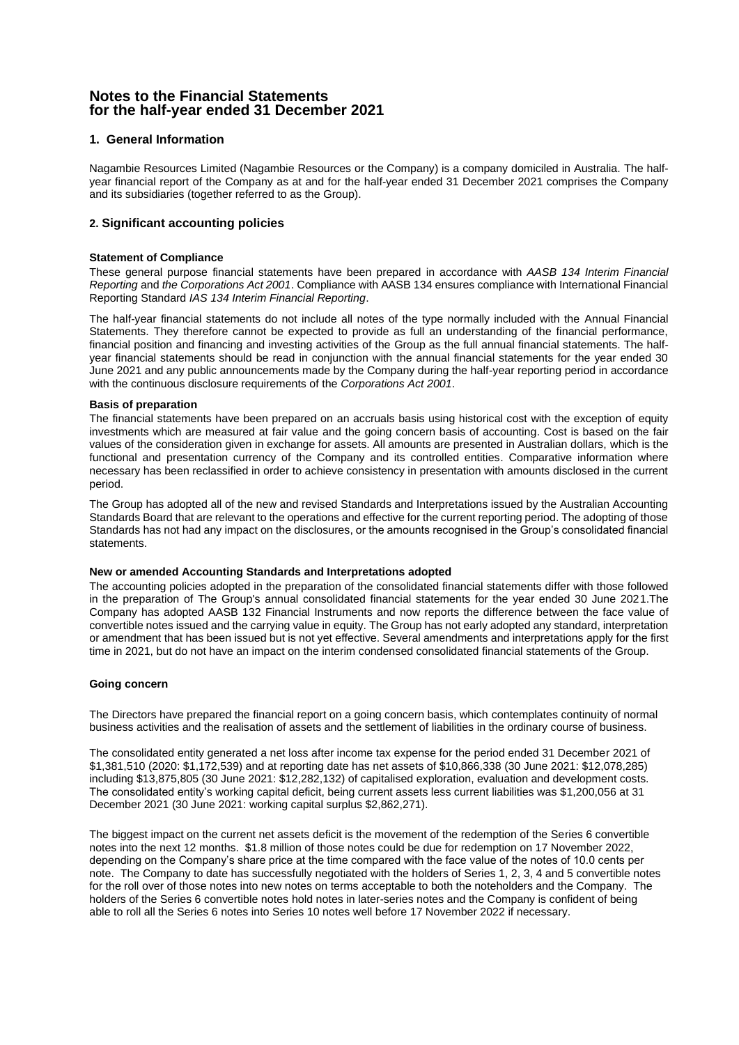# Notes to the Financial Statements for the half-year ended 31 December 2021

## 1. General Information

Nagambie Resources Limited (Nagambie Resources or the Company) is a company domiciled in Australia. The half-year financial report of the Company as at and for the half-year ended 31 December 2021 comprises the Company and its subsidiaries (together referred to as the Group).

## 2. Significant accounting policies

### Statement of Compliance

These general purpose financial statements have been prepared in accordance with *AASB 134 Interim Financial Reporting* and *the Corporations Act 2001*. Compliance with AASB 134 ensures compliance with International Financial Reporting Standard *IAS 134 Interim Financial Reporting*.

The half-year financial statements do not include all notes of the type normally included with the Annual Financial Statements. They therefore cannot be expected to provide as full an understanding of the financial performance, financial position and financing and investing activities of the Group as the full annual financial statements. The half-year financial statements should be read in conjunction with the annual financial statements for the year ended 30 June 2021 and any public announcements made by the Company during the half-year reporting period in accordance with the continuous disclosure requirements of the *Corporations Act 2001*.

### Basis of preparation

The financial statements have been prepared on an accruals basis using historical cost with the exception of equity investments which are measured at fair value and the going concern basis of accounting. Cost is based on the fair values of the consideration given in exchange for assets. All amounts are presented in Australian dollars, which is the functional and presentation currency of the Company and its controlled entities. Comparative information where necessary has been reclassified in order to achieve consistency in presentation with amounts disclosed in the current period.

The Group has adopted all of the new and revised Standards and Interpretations issued by the Australian Accounting Standards Board that are relevant to the operations and effective for the current reporting period. The adopting of those Standards has not had any impact on the disclosures, or the amounts recognised in the Group's consolidated financial statements.

### New or amended Accounting Standards and Interpretations adopted

The accounting policies adopted in the preparation of the consolidated financial statements differ with those followed in the preparation of The Group's annual consolidated financial statements for the year ended 30 June 2021.The Company has adopted AASB 132 Financial Instruments and now reports the difference between the face value of convertible notes issued and the carrying value in equity. The Group has not early adopted any standard, interpretation or amendment that has been issued but is not yet effective. Several amendments and interpretations apply for the first time in 2021, but do not have an impact on the interim condensed consolidated financial statements of the Group.

### Going concern

The Directors have prepared the financial report on a going concern basis, which contemplates continuity of normal business activities and the realisation of assets and the settlement of liabilities in the ordinary course of business.

The consolidated entity generated a net loss after income tax expense for the period ended 31 December 2021 of $1,381,510 (2020: $1,172,539) and at reporting date has net assets of $10,866,338 (30 June 2021: $12,078,285) including $13,875,805 (30 June 2021: $12,282,132) of capitalised exploration, evaluation and development costs. The consolidated entity's working capital deficit, being current assets less current liabilities was $1,200,056 at 31 December 2021 (30 June 2021: working capital surplus $2,862,271).

The biggest impact on the current net assets deficit is the movement of the redemption of the Series 6 convertible notes into the next 12 months. $1.8 million of those notes could be due for redemption on 17 November 2022, depending on the Company's share price at the time compared with the face value of the notes of 10.0 cents per note. The Company to date has successfully negotiated with the holders of Series 1, 2, 3, 4 and 5 convertible notes for the roll over of those notes into new notes on terms acceptable to both the noteholders and the Company. The holders of the Series 6 convertible notes hold notes in later-series notes and the Company is confident of being able to roll all the Series 6 notes into Series 10 notes well before 17 November 2022 if necessary.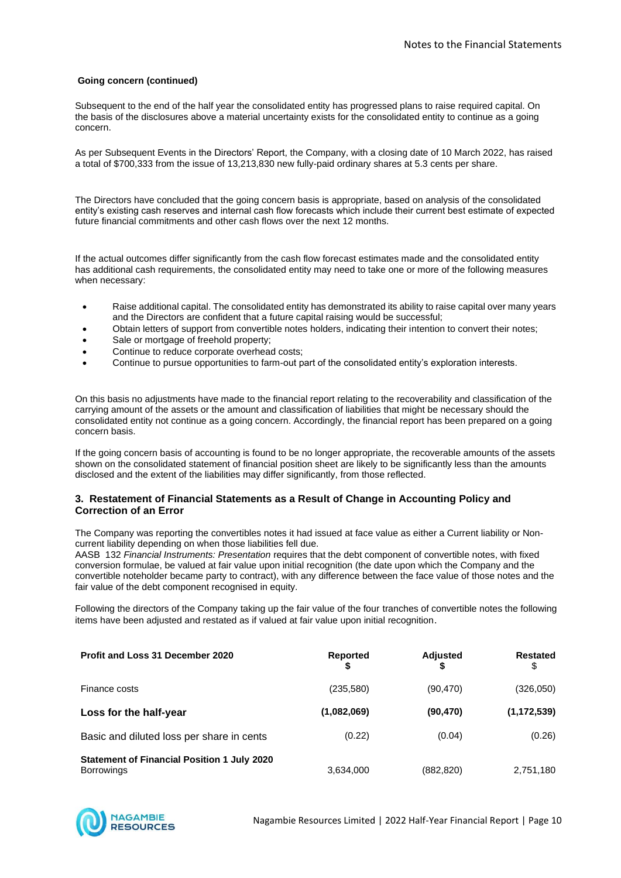**Going concern (continued)**

Subsequent to the end of the half year the consolidated entity has progressed plans to raise required capital. On the basis of the disclosures above a material uncertainty exists for the consolidated entity to continue as a going concern.

As per Subsequent Events in the Directors' Report, the Company, with a closing date of 10 March 2022, has raised a total of $700,333 from the issue of 13,213,830 new fully-paid ordinary shares at 5.3 cents per share.

The Directors have concluded that the going concern basis is appropriate, based on analysis of the consolidated entity's existing cash reserves and internal cash flow forecasts which include their current best estimate of expected future financial commitments and other cash flows over the next 12 months.

If the actual outcomes differ significantly from the cash flow forecast estimates made and the consolidated entity has additional cash requirements, the consolidated entity may need to take one or more of the following measures when necessary:

- Raise additional capital. The consolidated entity has demonstrated its ability to raise capital over many years and the Directors are confident that a future capital raising would be successful;
- Obtain letters of support from convertible notes holders, indicating their intention to convert their notes;
- Sale or mortgage of freehold property;
- Continue to reduce corporate overhead costs;
- Continue to pursue opportunities to farm-out part of the consolidated entity's exploration interests.

On this basis no adjustments have made to the financial report relating to the recoverability and classification of the carrying amount of the assets or the amount and classification of liabilities that might be necessary should the consolidated entity not continue as a going concern. Accordingly, the financial report has been prepared on a going concern basis.

If the going concern basis of accounting is found to be no longer appropriate, the recoverable amounts of the assets shown on the consolidated statement of financial position sheet are likely to be significantly less than the amounts disclosed and the extent of the liabilities may differ significantly, from those reflected.

## 3. Restatement of Financial Statements as a Result of Change in Accounting Policy and Correction of an Error

The Company was reporting the convertibles notes it had issued at face value as either a Current liability or Non-current liability depending on when those liabilities fell due.
AASB 132 *Financial Instruments: Presentation* requires that the debt component of convertible notes, with fixed conversion formulae, be valued at fair value upon initial recognition (the date upon which the Company and the convertible noteholder became party to contract), with any difference between the face value of those notes and the fair value of the debt component recognised in equity.

Following the directors of the Company taking up the fair value of the four tranches of convertible notes the following items have been adjusted and restated as if valued at fair value upon initial recognition.

| **Profit and Loss 31 December 2020** | **Reported** **$** | **Adjusted** **$** | **Restated** $ |
|---|---|---|---|
| Finance costs | (235,580) | (90,470) | (326,050) |
| **Loss for the half-year** | **(1,082,069)** | **(90,470)** | **(1,172,539)** |
| Basic and diluted loss per share in cents | (0.22) | (0.04) | (0.26) |
| **Statement of Financial Position 1 July 2020** | | | |
| Borrowings | 3,634,000 | (882,820) | 2,751,180 |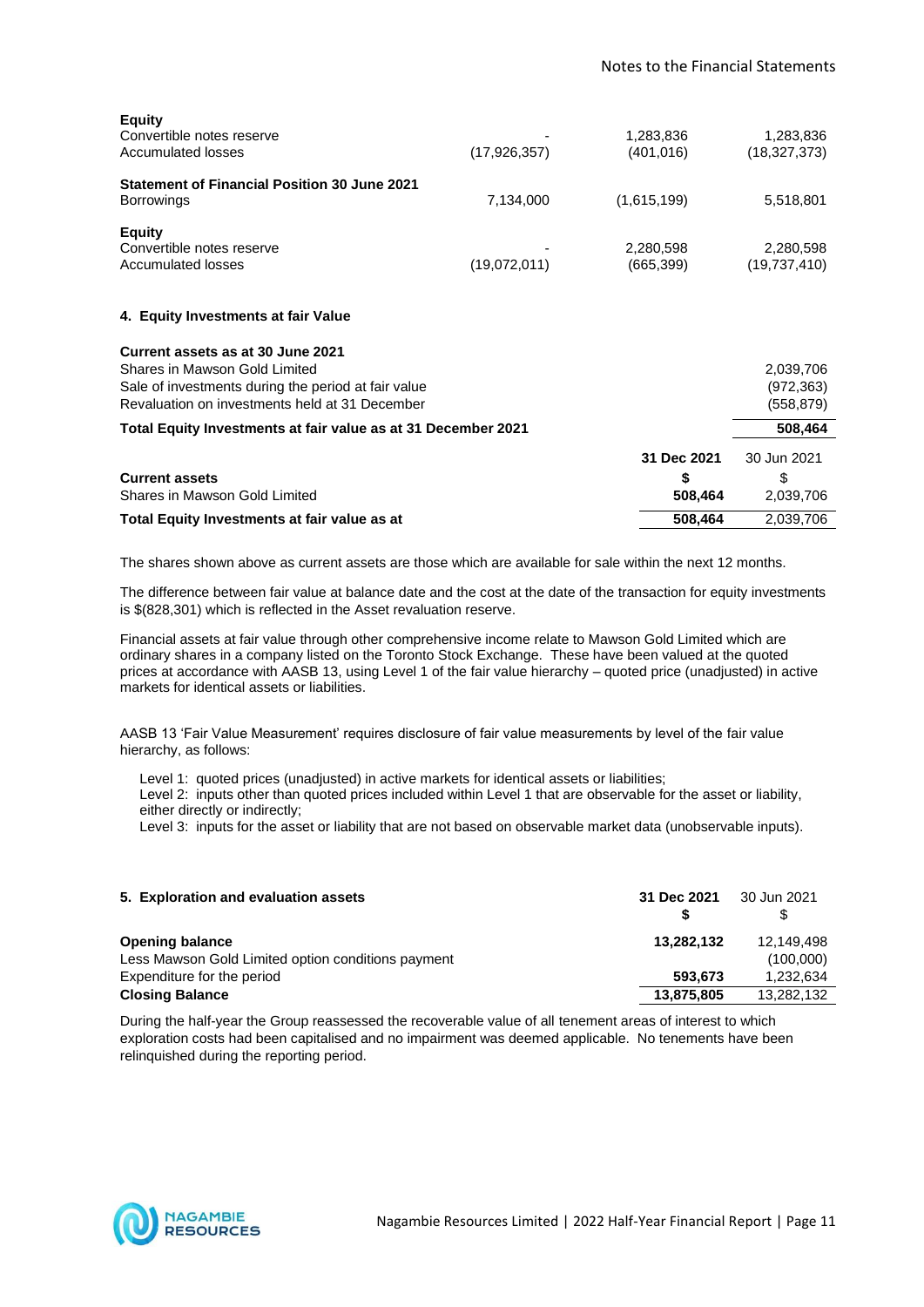| | | | |
|---|---|---|---|
| **Equity** | | | |
| Convertible notes reserve | - | 1,283,836 | 1,283,836 |
| Accumulated losses | (17,926,357) | (401,016) | (18,327,373) |
| **Statement of Financial Position 30 June 2021** | | | |
| Borrowings | 7,134,000 | (1,615,199) | 5,518,801 |
| **Equity** | | | |
| Convertible notes reserve | - | 2,280,598 | 2,280,598 |
| Accumulated losses | (19,072,011) | (665,399) | (19,737,410) |

#### 4. Equity Investments at fair Value

| | |
|---|---|
| **Current assets as at 30 June 2021** | |
| Shares in Mawson Gold Limited | 2,039,706 |
| Sale of investments during the period at fair value | (972,363) |
| Revaluation on investments held at 31 December | (558,879) |
| **Total Equity Investments at fair value as at 31 December 2021** | **508,464** |

| | 31 Dec 2021 | 30 Jun 2021 |
|---|---|---|
| | **$** | $ |
| **Current assets** | | |
| Shares in Mawson Gold Limited | **508,464** | 2,039,706 |
| **Total Equity Investments at fair value as at** | **508,464** | 2,039,706 |

The shares shown above as current assets are those which are available for sale within the next 12 months.

The difference between fair value at balance date and the cost at the date of the transaction for equity investments is $(828,301) which is reflected in the Asset revaluation reserve.

Financial assets at fair value through other comprehensive income relate to Mawson Gold Limited which are ordinary shares in a company listed on the Toronto Stock Exchange. These have been valued at the quoted prices at accordance with AASB 13, using Level 1 of the fair value hierarchy – quoted price (unadjusted) in active markets for identical assets or liabilities.

AASB 13 'Fair Value Measurement' requires disclosure of fair value measurements by level of the fair value hierarchy, as follows:

Level 1: quoted prices (unadjusted) in active markets for identical assets or liabilities;
Level 2: inputs other than quoted prices included within Level 1 that are observable for the asset or liability, either directly or indirectly;
Level 3: inputs for the asset or liability that are not based on observable market data (unobservable inputs).

| 5. Exploration and evaluation assets | 31 Dec 2021 | 30 Jun 2021 |
|---|---|---|
| | **$** | $ |
| **Opening balance** | **13,282,132** | 12,149,498 |
| Less Mawson Gold Limited option conditions payment | | (100,000) |
| Expenditure for the period | **593,673** | 1,232,634 |
| **Closing Balance** | **13,875,805** | 13,282,132 |

During the half-year the Group reassessed the recoverable value of all tenement areas of interest to which exploration costs had been capitalised and no impairment was deemed applicable. No tenements have been relinquished during the reporting period.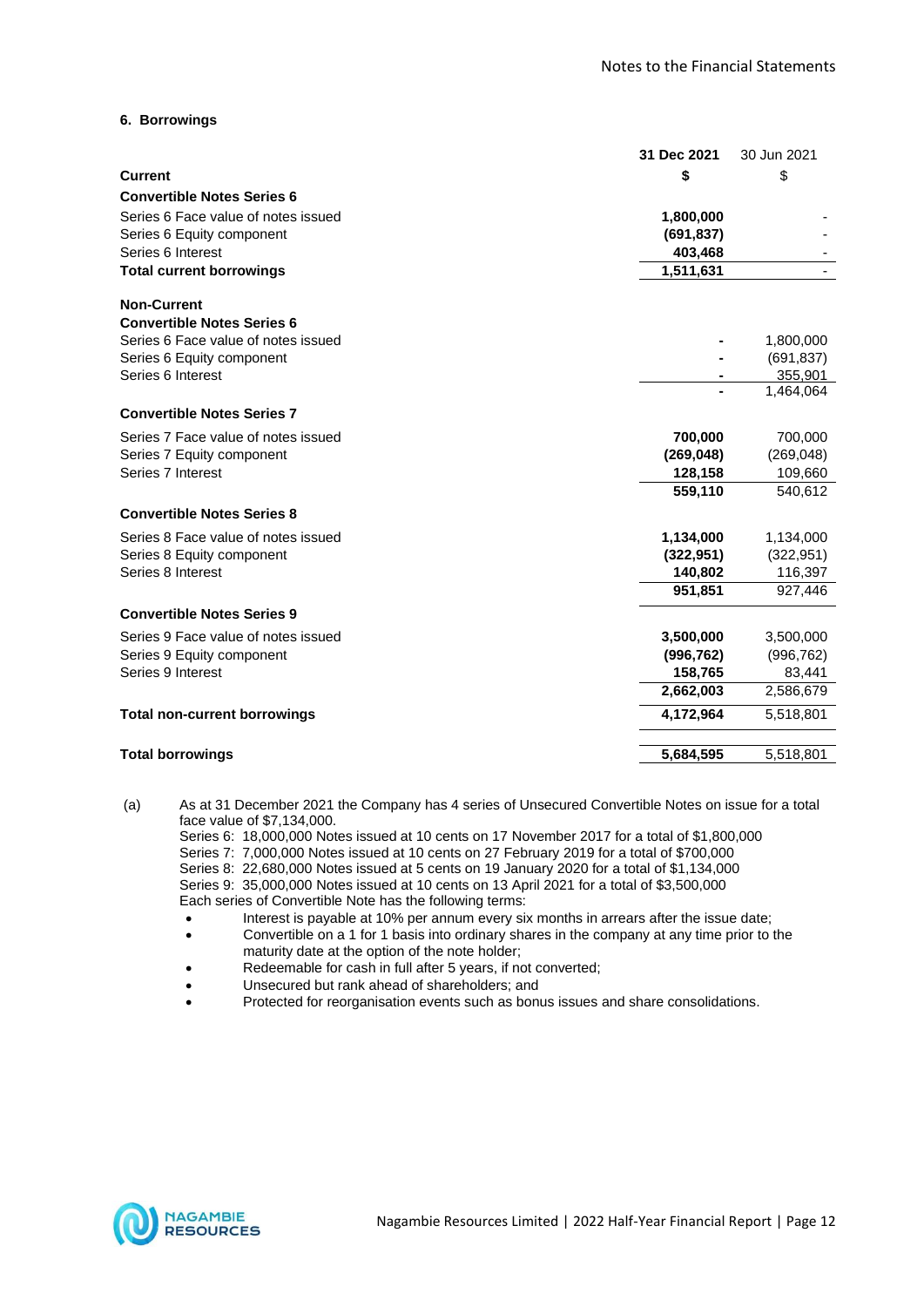## 6. Borrowings

| | 31 Dec 2021 | 30 Jun 2021 |
|---|---|---|
| **Current** | **$** | $ |
| **Convertible Notes Series 6** | | |
| Series 6 Face value of notes issued | **1,800,000** | - |
| Series 6 Equity component | **(691,837)** | - |
| Series 6 Interest | **403,468** | - |
| **Total current borrowings** | **1,511,631** | - |
| | | |
| **Non-Current** | | |
| **Convertible Notes Series 6** | | |
| Series 6 Face value of notes issued | **-** | 1,800,000 |
| Series 6 Equity component | **-** | (691,837) |
| Series 6 Interest | **-** | 355,901 |
| | **-** | 1,464,064 |
| **Convertible Notes Series 7** | | |
| Series 7 Face value of notes issued | **700,000** | 700,000 |
| Series 7 Equity component | **(269,048)** | (269,048) |
| Series 7 Interest | **128,158** | 109,660 |
| | **559,110** | 540,612 |
| **Convertible Notes Series 8** | | |
| Series 8 Face value of notes issued | **1,134,000** | 1,134,000 |
| Series 8 Equity component | **(322,951)** | (322,951) |
| Series 8 Interest | **140,802** | 116,397 |
| | **951,851** | 927,446 |
| **Convertible Notes Series 9** | | |
| Series 9 Face value of notes issued | **3,500,000** | 3,500,000 |
| Series 9 Equity component | **(996,762)** | (996,762) |
| Series 9 Interest | **158,765** | 83,441 |
| | **2,662,003** | 2,586,679 |
| **Total non-current borrowings** | **4,172,964** | 5,518,801 |
| | | |
| **Total borrowings** | **5,684,595** | 5,518,801 |

(a) As at 31 December 2021 the Company has 4 series of Unsecured Convertible Notes on issue for a total face value of $7,134,000.
Series 6: 18,000,000 Notes issued at 10 cents on 17 November 2017 for a total of $1,800,000
Series 7: 7,000,000 Notes issued at 10 cents on 27 February 2019 for a total of $700,000
Series 8: 22,680,000 Notes issued at 5 cents on 19 January 2020 for a total of $1,134,000
Series 9: 35,000,000 Notes issued at 10 cents on 13 April 2021 for a total of $3,500,000
Each series of Convertible Note has the following terms:

- Interest is payable at 10% per annum every six months in arrears after the issue date;
- Convertible on a 1 for 1 basis into ordinary shares in the company at any time prior to the maturity date at the option of the note holder;
- Redeemable for cash in full after 5 years, if not converted;
- Unsecured but rank ahead of shareholders; and
- Protected for reorganisation events such as bonus issues and share consolidations.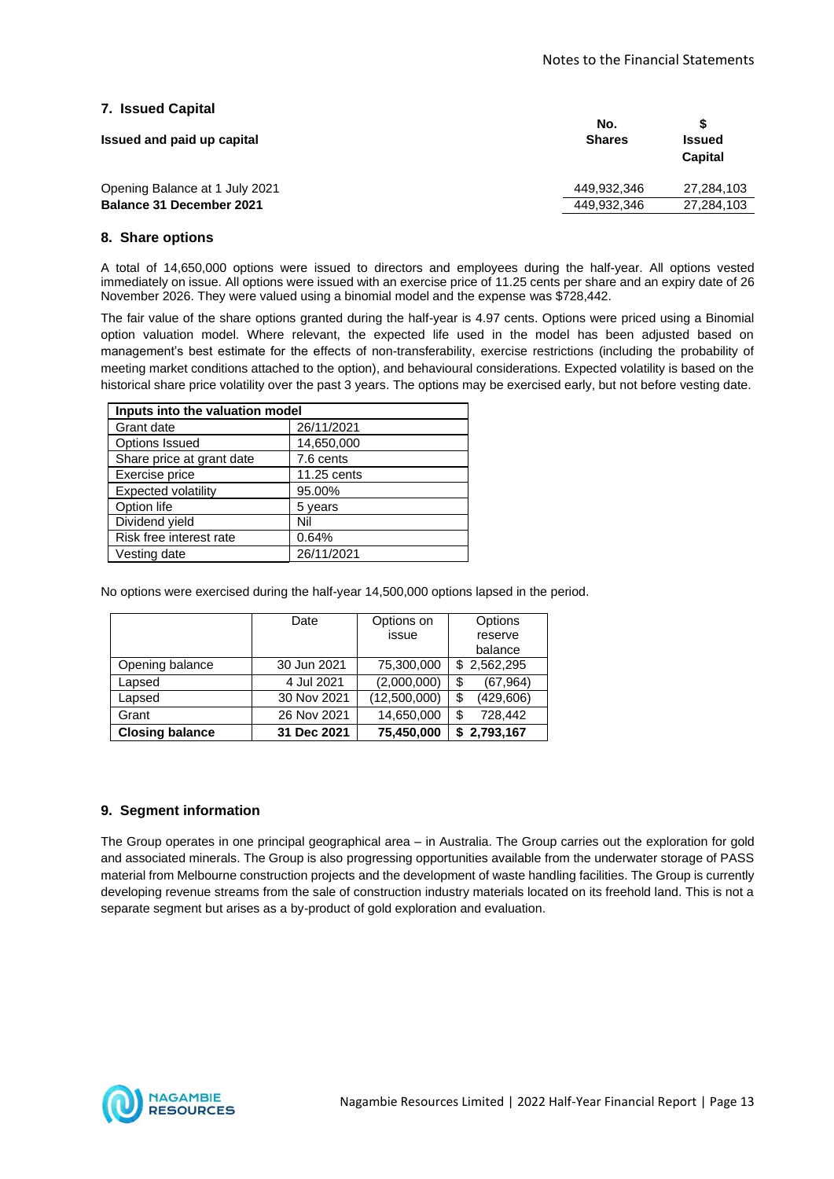## 7. Issued Capital

| Issued and paid up capital | No. Shares | $ Issued Capital |
|---|---|---|
| Opening Balance at 1 July 2021 | 449,932,346 | 27,284,103 |
| **Balance 31 December 2021** | 449,932,346 | 27,284,103 |

## 8. Share options

A total of 14,650,000 options were issued to directors and employees during the half-year. All options vested immediately on issue. All options were issued with an exercise price of 11.25 cents per share and an expiry date of 26 November 2026. They were valued using a binomial model and the expense was $728,442.

The fair value of the share options granted during the half-year is 4.97 cents. Options were priced using a Binomial option valuation model. Where relevant, the expected life used in the model has been adjusted based on management's best estimate for the effects of non-transferability, exercise restrictions (including the probability of meeting market conditions attached to the option), and behavioural considerations. Expected volatility is based on the historical share price volatility over the past 3 years. The options may be exercised early, but not before vesting date.

| **Inputs into the valuation model** | |
|---|---|
| Grant date | 26/11/2021 |
| Options Issued | 14,650,000 |
| Share price at grant date | 7.6 cents |
| Exercise price | 11.25 cents |
| Expected volatility | 95.00% |
| Option life | 5 years |
| Dividend yield | Nil |
| Risk free interest rate | 0.64% |
| Vesting date | 26/11/2021 |

No options were exercised during the half-year 14,500,000 options lapsed in the period.

| | Date | Options on issue | Options reserve balance |
|---|---|---|---|
| Opening balance | 30 Jun 2021 | 75,300,000 | $ 2,562,295 |
| Lapsed | 4 Jul 2021 | (2,000,000) | $ (67,964) |
| Lapsed | 30 Nov 2021 | (12,500,000) | $ (429,606) |
| Grant | 26 Nov 2021 | 14,650,000 | $ 728,442 |
| **Closing balance** | **31 Dec 2021** | **75,450,000** | **$ 2,793,167** |

## 9. Segment information

The Group operates in one principal geographical area – in Australia. The Group carries out the exploration for gold and associated minerals. The Group is also progressing opportunities available from the underwater storage of PASS material from Melbourne construction projects and the development of waste handling facilities. The Group is currently developing revenue streams from the sale of construction industry materials located on its freehold land. This is not a separate segment but arises as a by-product of gold exploration and evaluation.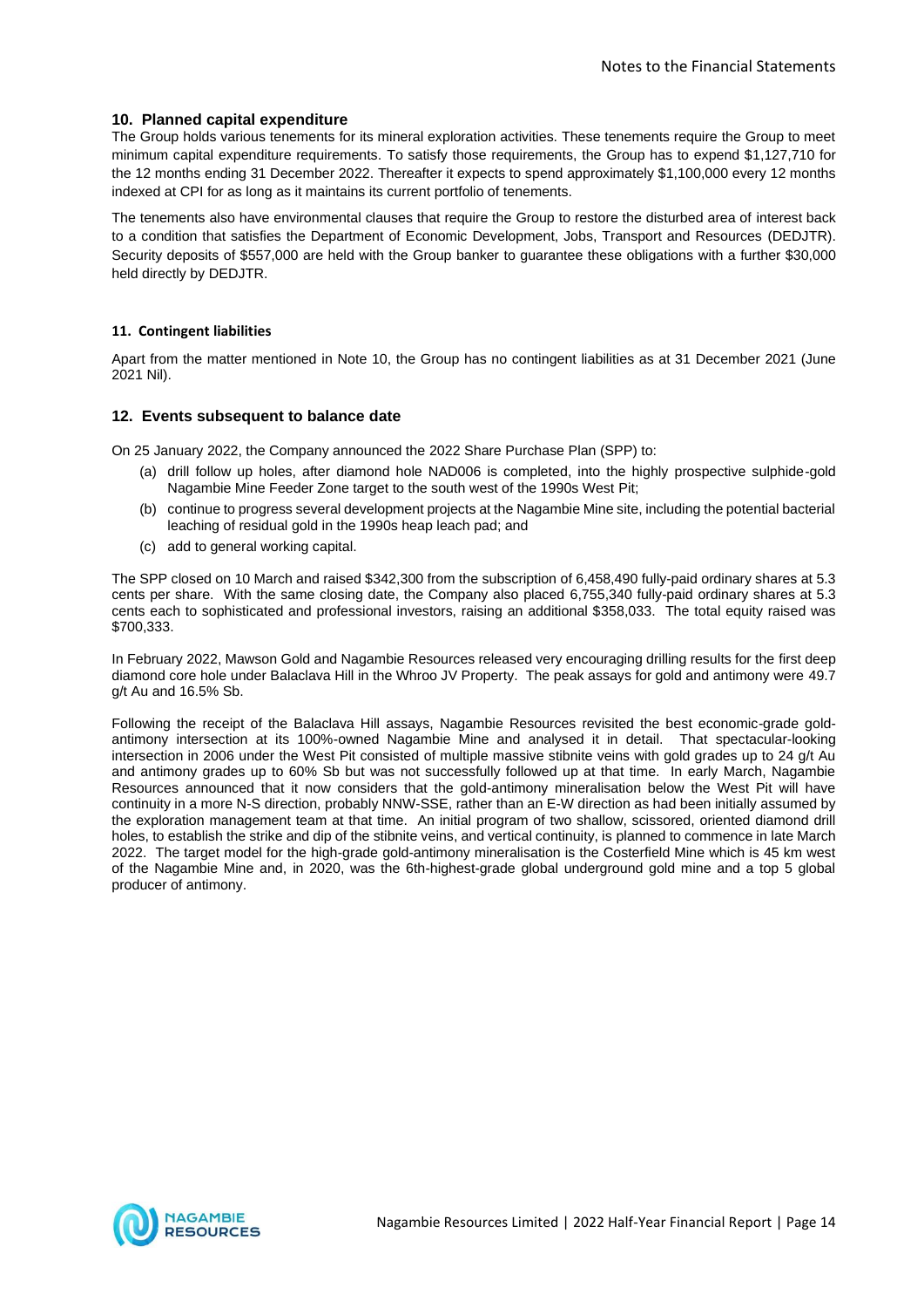## 10. Planned capital expenditure

The Group holds various tenements for its mineral exploration activities. These tenements require the Group to meet minimum capital expenditure requirements. To satisfy those requirements, the Group has to expend $1,127,710 for the 12 months ending 31 December 2022. Thereafter it expects to spend approximately $1,100,000 every 12 months indexed at CPI for as long as it maintains its current portfolio of tenements.

The tenements also have environmental clauses that require the Group to restore the disturbed area of interest back to a condition that satisfies the Department of Economic Development, Jobs, Transport and Resources (DEDJTR). Security deposits of $557,000 are held with the Group banker to guarantee these obligations with a further $30,000 held directly by DEDJTR.

## 11. Contingent liabilities

Apart from the matter mentioned in Note 10, the Group has no contingent liabilities as at 31 December 2021 (June 2021 Nil).

## 12. Events subsequent to balance date

On 25 January 2022, the Company announced the 2022 Share Purchase Plan (SPP) to:

(a) drill follow up holes, after diamond hole NAD006 is completed, into the highly prospective sulphide-gold Nagambie Mine Feeder Zone target to the south west of the 1990s West Pit;

(b) continue to progress several development projects at the Nagambie Mine site, including the potential bacterial leaching of residual gold in the 1990s heap leach pad; and

(c) add to general working capital.

The SPP closed on 10 March and raised $342,300 from the subscription of 6,458,490 fully-paid ordinary shares at 5.3 cents per share. With the same closing date, the Company also placed 6,755,340 fully-paid ordinary shares at 5.3 cents each to sophisticated and professional investors, raising an additional $358,033. The total equity raised was $700,333.

In February 2022, Mawson Gold and Nagambie Resources released very encouraging drilling results for the first deep diamond core hole under Balaclava Hill in the Whroo JV Property. The peak assays for gold and antimony were 49.7 g/t Au and 16.5% Sb.

Following the receipt of the Balaclava Hill assays, Nagambie Resources revisited the best economic-grade gold-antimony intersection at its 100%-owned Nagambie Mine and analysed it in detail. That spectacular-looking intersection in 2006 under the West Pit consisted of multiple massive stibnite veins with gold grades up to 24 g/t Au and antimony grades up to 60% Sb but was not successfully followed up at that time. In early March, Nagambie Resources announced that it now considers that the gold-antimony mineralisation below the West Pit will have continuity in a more N-S direction, probably NNW-SSE, rather than an E-W direction as had been initially assumed by the exploration management team at that time. An initial program of two shallow, scissored, oriented diamond drill holes, to establish the strike and dip of the stibnite veins, and vertical continuity, is planned to commence in late March 2022. The target model for the high-grade gold-antimony mineralisation is the Costerfield Mine which is 45 km west of the Nagambie Mine and, in 2020, was the 6th-highest-grade global underground gold mine and a top 5 global producer of antimony.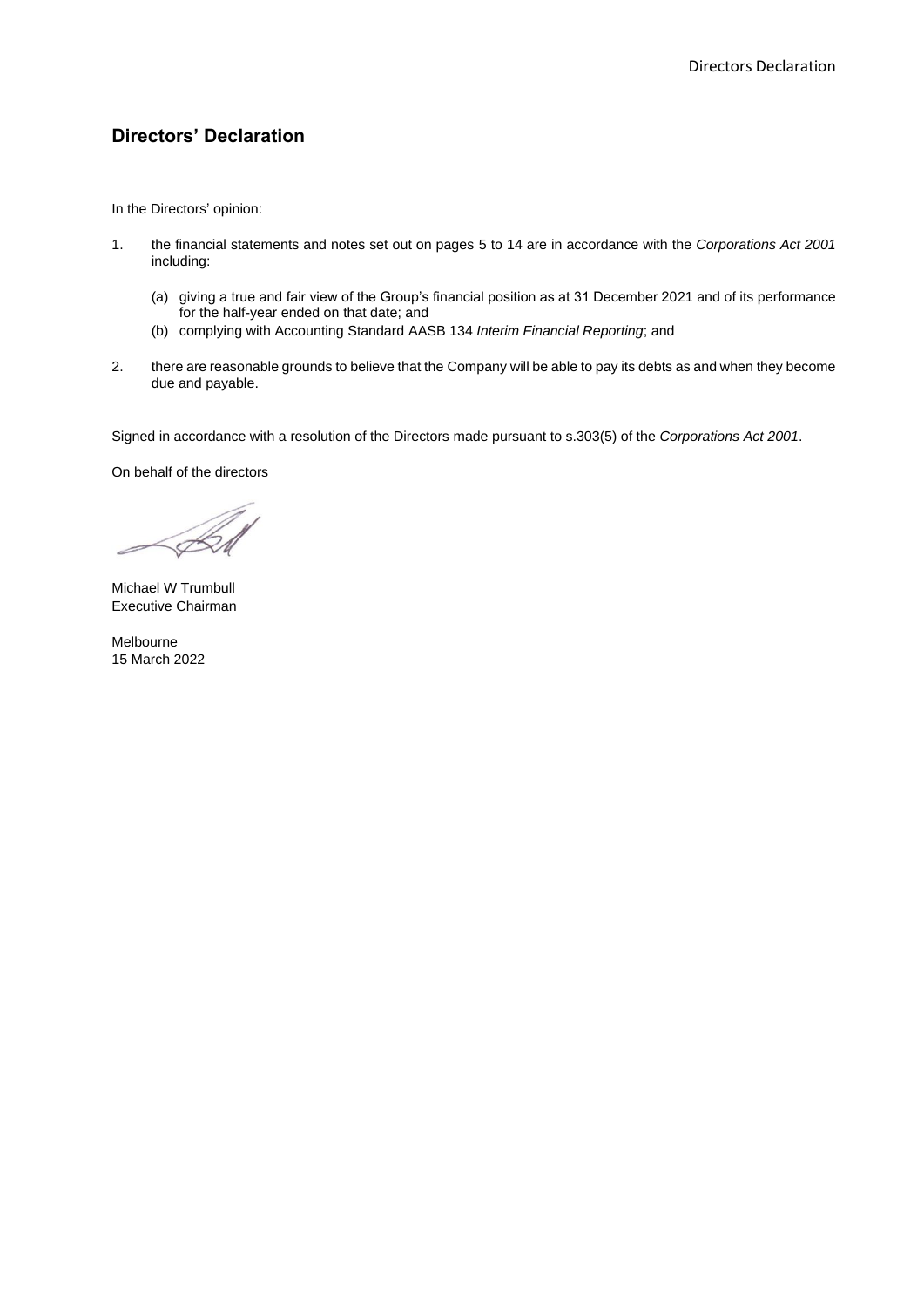## Directors' Declaration

In the Directors' opinion:

1. the financial statements and notes set out on pages 5 to 14 are in accordance with the *Corporations Act 2001* including:

   (a) giving a true and fair view of the Group's financial position as at 31 December 2021 and of its performance for the half-year ended on that date; and

   (b) complying with Accounting Standard AASB 134 *Interim Financial Reporting*; and

2. there are reasonable grounds to believe that the Company will be able to pay its debts as and when they become due and payable.

Signed in accordance with a resolution of the Directors made pursuant to s.303(5) of the *Corporations Act 2001*.

On behalf of the directors

Michael W Trumbull
Executive Chairman

Melbourne
15 March 2022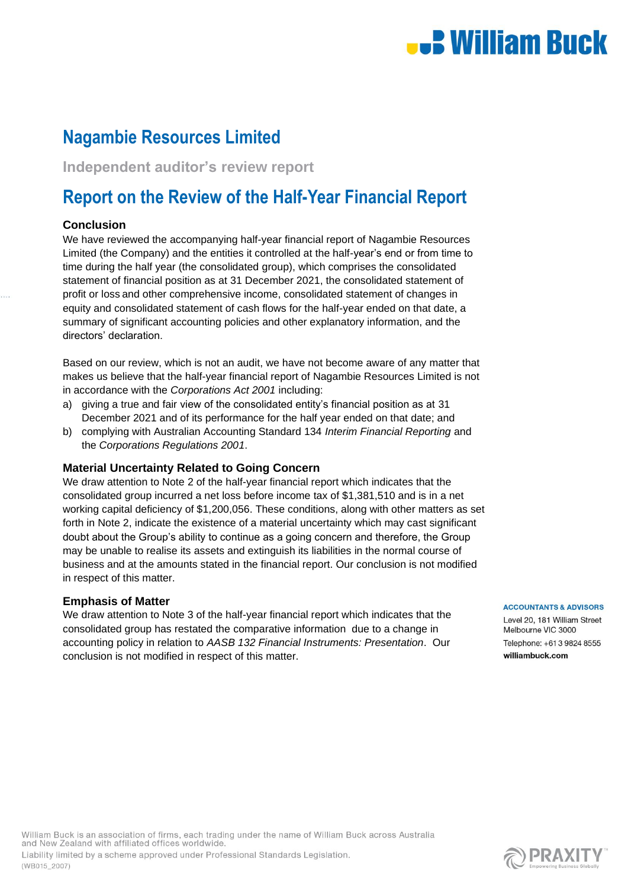# Nagambie Resources Limited

Independent auditor's review report

## Report on the Review of the Half-Year Financial Report

### Conclusion

We have reviewed the accompanying half-year financial report of Nagambie Resources Limited (the Company) and the entities it controlled at the half-year's end or from time to time during the half year (the consolidated group), which comprises the consolidated statement of financial position as at 31 December 2021, the consolidated statement of profit or loss and other comprehensive income, consolidated statement of changes in equity and consolidated statement of cash flows for the half-year ended on that date, a summary of significant accounting policies and other explanatory information, and the directors' declaration.

Based on our review, which is not an audit, we have not become aware of any matter that makes us believe that the half-year financial report of Nagambie Resources Limited is not in accordance with the *Corporations Act 2001* including:

a) giving a true and fair view of the consolidated entity's financial position as at 31 December 2021 and of its performance for the half year ended on that date; and
b) complying with Australian Accounting Standard 134 *Interim Financial Reporting* and the *Corporations Regulations 2001*.

### Material Uncertainty Related to Going Concern

We draw attention to Note 2 of the half-year financial report which indicates that the consolidated group incurred a net loss before income tax of $1,381,510 and is in a net working capital deficiency of $1,200,056. These conditions, along with other matters as set forth in Note 2, indicate the existence of a material uncertainty which may cast significant doubt about the Group's ability to continue as a going concern and therefore, the Group may be unable to realise its assets and extinguish its liabilities in the normal course of business and at the amounts stated in the financial report. Our conclusion is not modified in respect of this matter.

### Emphasis of Matter

We draw attention to Note 3 of the half-year financial report which indicates that the consolidated group has restated the comparative information due to a change in accounting policy in relation to *AASB 132 Financial Instruments: Presentation*. Our conclusion is not modified in respect of this matter.

**ACCOUNTANTS & ADVISORS**
Level 20, 181 William Street
Melbourne VIC 3000
Telephone: +61 3 9824 8555
**williambuck.com**

William Buck is an association of firms, each trading under the name of William Buck across Australia and New Zealand with affiliated offices worldwide.
Liability limited by a scheme approved under Professional Standards Legislation.
(WB015_2007)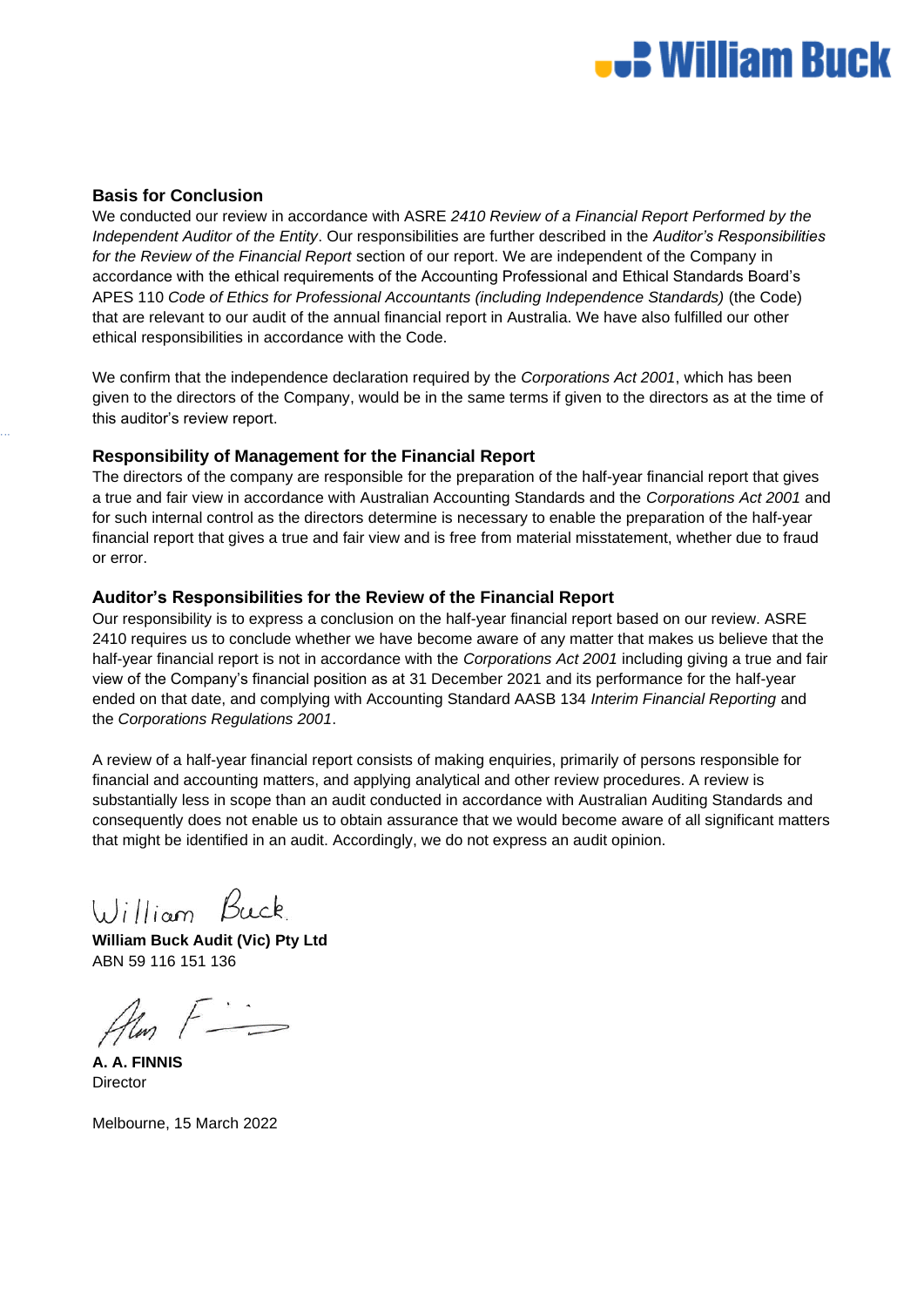### Basis for Conclusion

We conducted our review in accordance with ASRE *2410 Review of a Financial Report Performed by the Independent Auditor of the Entity*. Our responsibilities are further described in the *Auditor's Responsibilities for the Review of the Financial Report* section of our report. We are independent of the Company in accordance with the ethical requirements of the Accounting Professional and Ethical Standards Board's APES 110 *Code of Ethics for Professional Accountants (including Independence Standards)* (the Code) that are relevant to our audit of the annual financial report in Australia. We have also fulfilled our other ethical responsibilities in accordance with the Code.

We confirm that the independence declaration required by the *Corporations Act 2001*, which has been given to the directors of the Company, would be in the same terms if given to the directors as at the time of this auditor's review report.

### Responsibility of Management for the Financial Report

The directors of the company are responsible for the preparation of the half-year financial report that gives a true and fair view in accordance with Australian Accounting Standards and the *Corporations Act 2001* and for such internal control as the directors determine is necessary to enable the preparation of the half-year financial report that gives a true and fair view and is free from material misstatement, whether due to fraud or error.

### Auditor's Responsibilities for the Review of the Financial Report

Our responsibility is to express a conclusion on the half-year financial report based on our review. ASRE 2410 requires us to conclude whether we have become aware of any matter that makes us believe that the half-year financial report is not in accordance with the *Corporations Act 2001* including giving a true and fair view of the Company's financial position as at 31 December 2021 and its performance for the half-year ended on that date, and complying with Accounting Standard AASB 134 *Interim Financial Reporting* and the *Corporations Regulations 2001*.

A review of a half-year financial report consists of making enquiries, primarily of persons responsible for financial and accounting matters, and applying analytical and other review procedures. A review is substantially less in scope than an audit conducted in accordance with Australian Auditing Standards and consequently does not enable us to obtain assurance that we would become aware of all significant matters that might be identified in an audit. Accordingly, we do not express an audit opinion.

William Buck

**William Buck Audit (Vic) Pty Ltd**
ABN 59 116 151 136

**A. A. FINNIS**
Director

Melbourne, 15 March 2022